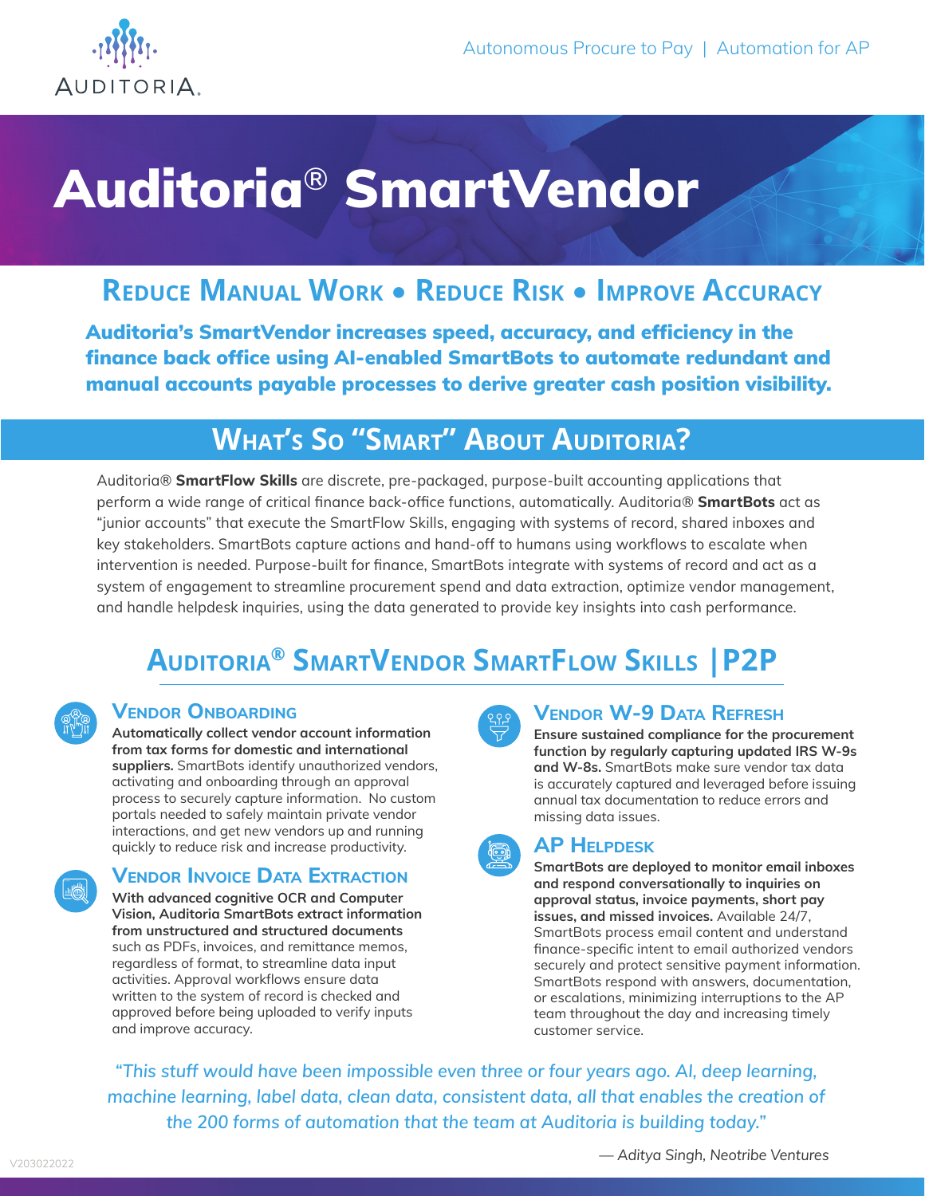Autonomous Procure to Pay | Automation for AP

# Auditoria® SmartVendor

## Reduce Manual Work • Reduce Risk • Improve Accuracy

**Auditoria's SmartVendor increases speed, accuracy, and efficiency in the finance back office using AI-enabled SmartBots to automate redundant and manual accounts payable processes to derive greater cash position visibility.**

## What's So "Smart" About Auditoria?

Auditoria® **SmartFlow Skills** are discrete, pre-packaged, purpose-built accounting applications that perform a wide range of critical finance back-office functions, automatically. Auditoria® **SmartBots** act as "junior accounts" that execute the SmartFlow Skills, engaging with systems of record, shared inboxes and key stakeholders. SmartBots capture actions and hand-off to humans using workflows to escalate when intervention is needed. Purpose-built for finance, SmartBots integrate with systems of record and act as a system of engagement to streamline procurement spend and data extraction, optimize vendor management, and handle helpdesk inquiries, using the data generated to provide key insights into cash performance.

## Auditoria® SmartVendor SmartFlow Skills | P2P

### Vendor Onboarding

**Automatically collect vendor account information from tax forms for domestic and international suppliers.** SmartBots identify unauthorized vendors, activating and onboarding through an approval process to securely capture information. No custom portals needed to safely maintain private vendor interactions, and get new vendors up and running quickly to reduce risk and increase productivity.

### Vendor Invoice Data Extraction

**With advanced cognitive OCR and Computer Vision, Auditoria SmartBots extract information from unstructured and structured documents** such as PDFs, invoices, and remittance memos, regardless of format, to streamline data input activities. Approval workflows ensure data written to the system of record is checked and approved before being uploaded to verify inputs and improve accuracy.

### Vendor W-9 Data Refresh

**Ensure sustained compliance for the procurement function by regularly capturing updated IRS W-9s and W-8s.** SmartBots make sure vendor tax data is accurately captured and leveraged before issuing annual tax documentation to reduce errors and missing data issues.

### AP Helpdesk

**SmartBots are deployed to monitor email inboxes and respond conversationally to inquiries on approval status, invoice payments, short pay issues, and missed invoices.** Available 24/7, SmartBots process email content and understand finance-specific intent to email authorized vendors securely and protect sensitive payment information. SmartBots respond with answers, documentation, or escalations, minimizing interruptions to the AP team throughout the day and increasing timely customer service.

*"This stuff would have been impossible even three or four years ago. AI, deep learning, machine learning, label data, clean data, consistent data, all that enables the creation of the 200 forms of automation that the team at Auditoria is building today."*

*— Aditya Singh, Neotribe Ventures*

V203022022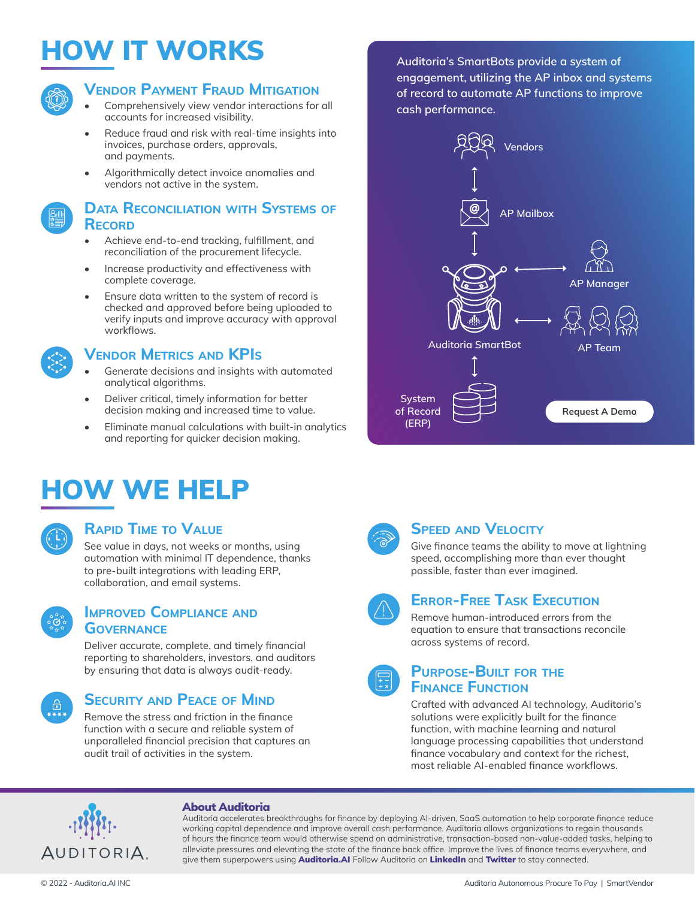# HOW IT WORKS

## Vendor Payment Fraud Mitigation

- Comprehensively view vendor interactions for all accounts for increased visibility.
- Reduce fraud and risk with real-time insights into invoices, purchase orders, approvals, and payments.
- Algorithmically detect invoice anomalies and vendors not active in the system.

## Data Reconciliation with Systems of Record

- Achieve end-to-end tracking, fulfillment, and reconciliation of the procurement lifecycle.
- Increase productivity and effectiveness with complete coverage.
- Ensure data written to the system of record is checked and approved before being uploaded to verify inputs and improve accuracy with approval workflows.

## Vendor Metrics and KPIs

- Generate decisions and insights with automated analytical algorithms.
- Deliver critical, timely information for better decision making and increased time to value.
- Eliminate manual calculations with built-in analytics and reporting for quicker decision making.

Auditoria's SmartBots provide a system of engagement, utilizing the AP inbox and systems of record to automate AP functions to improve cash performance.

Vendors

AP Mailbox

AP Manager

AP Team

Auditoria SmartBot

System of Record (ERP)

Request A Demo

# HOW WE HELP

## Rapid Time to Value

See value in days, not weeks or months, using automation with minimal IT dependence, thanks to pre-built integrations with leading ERP, collaboration, and email systems.

## Improved Compliance and Governance

Deliver accurate, complete, and timely financial reporting to shareholders, investors, and auditors by ensuring that data is always audit-ready.

## Security and Peace of Mind

Remove the stress and friction in the finance function with a secure and reliable system of unparalleled financial precision that captures an audit trail of activities in the system.

## Speed and Velocity

Give finance teams the ability to move at lightning speed, accomplishing more than ever thought possible, faster than ever imagined.

## Error-Free Task Execution

Remove human-introduced errors from the equation to ensure that transactions reconcile across systems of record.

## Purpose-Built for the Finance Function

Crafted with advanced AI technology, Auditoria's solutions were explicitly built for the finance function, with machine learning and natural language processing capabilities that understand finance vocabulary and context for the richest, most reliable AI-enabled finance workflows.

AUDITORIA

### About Auditoria

Auditoria accelerates breakthroughs for finance by deploying AI-driven, SaaS automation to help corporate finance reduce working capital dependence and improve overall cash performance. Auditoria allows organizations to regain thousands of hours the finance team would otherwise spend on administrative, transaction-based non-value-added tasks, helping to alleviate pressures and elevating the state of the finance back office. Improve the lives of finance teams everywhere, and give them superpowers using **Auditoria.AI** Follow Auditoria on **LinkedIn** and **Twitter** to stay connected.

© 2022 - Auditoria.AI INC

Auditoria Autonomous Procure To Pay | SmartVendor